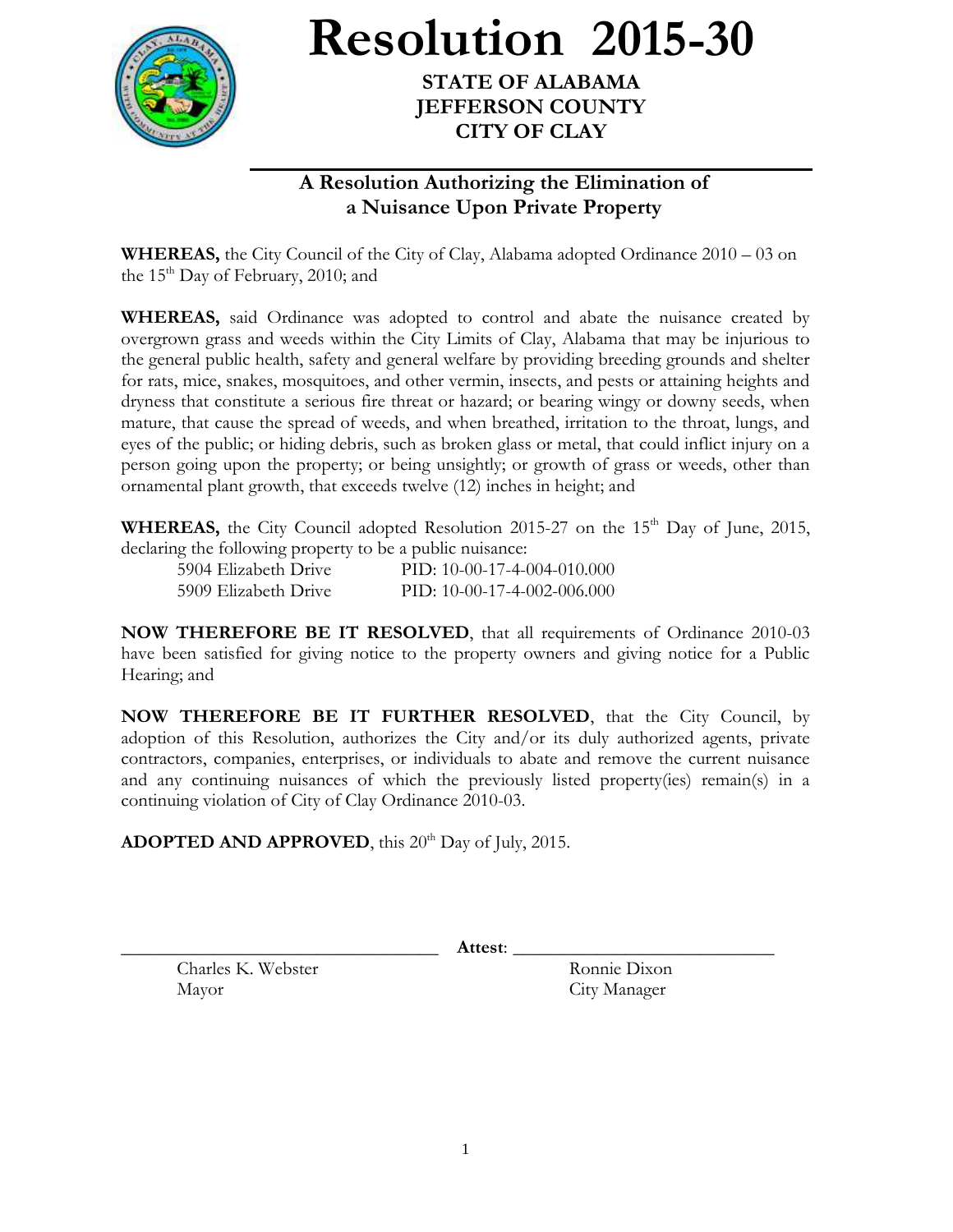# Resolution 2015-30

**STATE OF ALABAMA**
**JEFFERSON COUNTY**
**CITY OF CLAY**

## A Resolution Authorizing the Elimination of a Nuisance Upon Private Property

**WHEREAS,** the City Council of the City of Clay, Alabama adopted Ordinance 2010 – 03 on the 15th Day of February, 2010; and

**WHEREAS,** said Ordinance was adopted to control and abate the nuisance created by overgrown grass and weeds within the City Limits of Clay, Alabama that may be injurious to the general public health, safety and general welfare by providing breeding grounds and shelter for rats, mice, snakes, mosquitoes, and other vermin, insects, and pests or attaining heights and dryness that constitute a serious fire threat or hazard; or bearing wingy or downy seeds, when mature, that cause the spread of weeds, and when breathed, irritation to the throat, lungs, and eyes of the public; or hiding debris, such as broken glass or metal, that could inflict injury on a person going upon the property; or being unsightly; or growth of grass or weeds, other than ornamental plant growth, that exceeds twelve (12) inches in height; and

**WHEREAS,** the City Council adopted Resolution 2015-27 on the 15th Day of June, 2015, declaring the following property to be a public nuisance:

| | |
|---|---|
| 5904 Elizabeth Drive | PID: 10-00-17-4-004-010.000 |
| 5909 Elizabeth Drive | PID: 10-00-17-4-002-006.000 |

**NOW THEREFORE BE IT RESOLVED**, that all requirements of Ordinance 2010-03 have been satisfied for giving notice to the property owners and giving notice for a Public Hearing; and

**NOW THEREFORE BE IT FURTHER RESOLVED**, that the City Council, by adoption of this Resolution, authorizes the City and/or its duly authorized agents, private contractors, companies, enterprises, or individuals to abate and remove the current nuisance and any continuing nuisances of which the previously listed property(ies) remain(s) in a continuing violation of City of Clay Ordinance 2010-03.

**ADOPTED AND APPROVED**, this 20th Day of July, 2015.

\_\_\_\_\_\_\_\_\_\_\_\_\_\_\_\_\_\_\_\_\_\_\_\_\_\_\_\_\_\_ **Attest**: \_\_\_\_\_\_\_\_\_\_\_\_\_\_\_\_\_\_\_\_\_\_\_\_\_\_\_\_\_\_

Charles K. Webster
Mayor

Ronnie Dixon
City Manager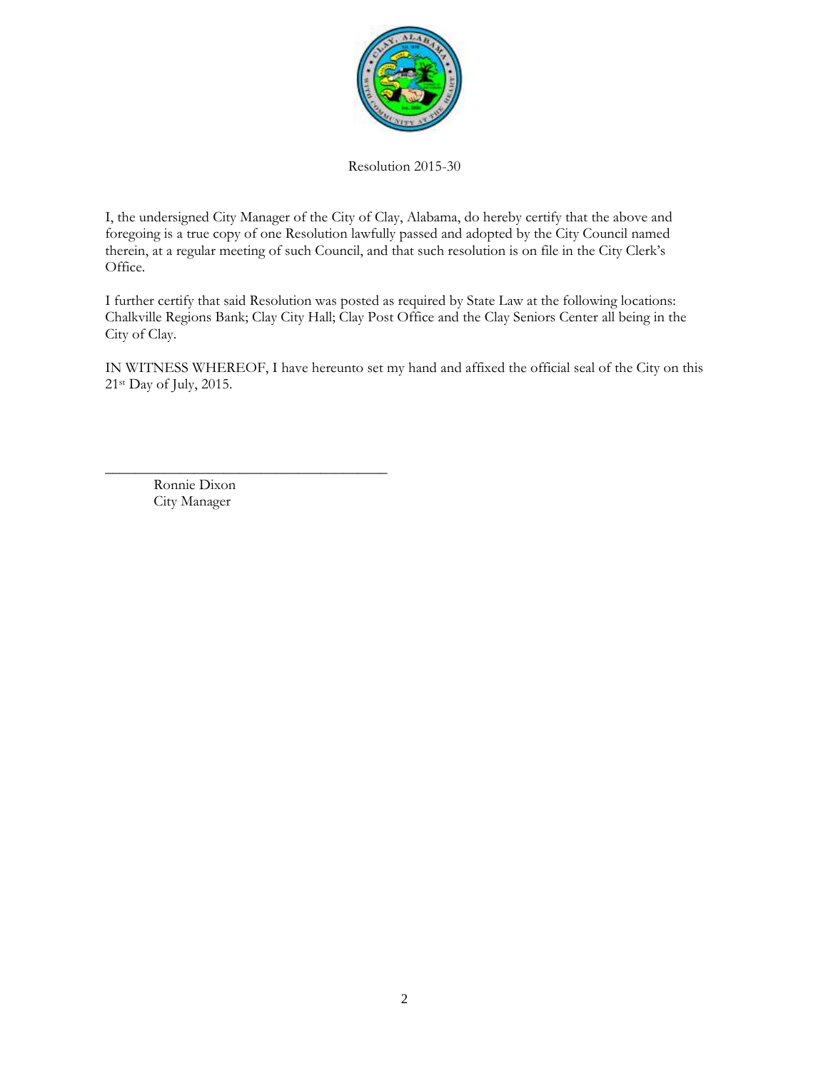Resolution 2015-30

I, the undersigned City Manager of the City of Clay, Alabama, do hereby certify that the above and foregoing is a true copy of one Resolution lawfully passed and adopted by the City Council named therein, at a regular meeting of such Council, and that such resolution is on file in the City Clerk's Office.

I further certify that said Resolution was posted as required by State Law at the following locations: Chalkville Regions Bank; Clay City Hall; Clay Post Office and the Clay Seniors Center all being in the City of Clay.

IN WITNESS WHEREOF, I have hereunto set my hand and affixed the official seal of the City on this 21st Day of July, 2015.

\_\_\_\_\_\_\_\_\_\_\_\_\_\_\_\_\_\_\_\_\_\_\_\_\_\_\_\_\_\_\_\_\_\_\_\_\_\_

Ronnie Dixon
City Manager